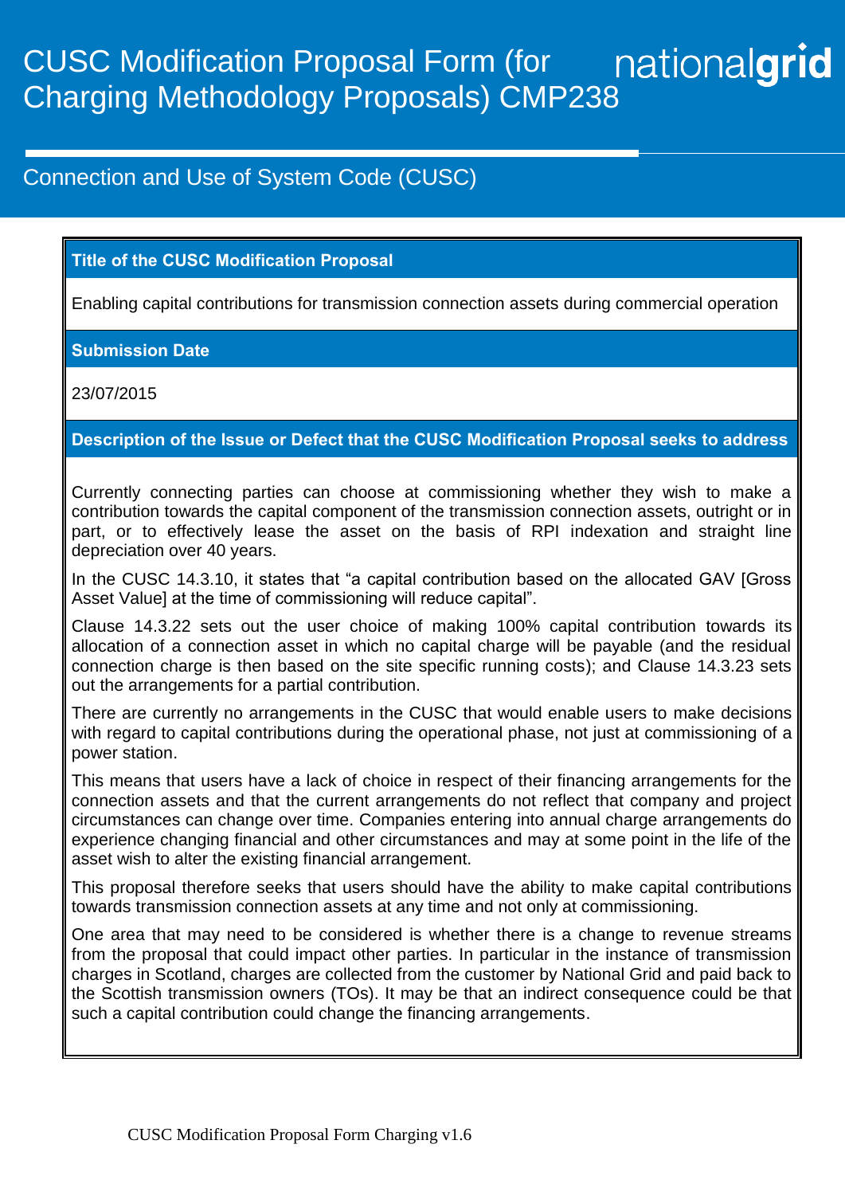# CUSC Modification Proposal Form (for Charging Methodology Proposals) CMP238

nationalgrid

## Connection and Use of System Code (CUSC)

### Title of the CUSC Modification Proposal

Enabling capital contributions for transmission connection assets during commercial operation

### Submission Date

23/07/2015

### Description of the Issue or Defect that the CUSC Modification Proposal seeks to address

Currently connecting parties can choose at commissioning whether they wish to make a contribution towards the capital component of the transmission connection assets, outright or in part, or to effectively lease the asset on the basis of RPI indexation and straight line depreciation over 40 years.

In the CUSC 14.3.10, it states that "a capital contribution based on the allocated GAV [Gross Asset Value] at the time of commissioning will reduce capital".

Clause 14.3.22 sets out the user choice of making 100% capital contribution towards its allocation of a connection asset in which no capital charge will be payable (and the residual connection charge is then based on the site specific running costs); and Clause 14.3.23 sets out the arrangements for a partial contribution.

There are currently no arrangements in the CUSC that would enable users to make decisions with regard to capital contributions during the operational phase, not just at commissioning of a power station.

This means that users have a lack of choice in respect of their financing arrangements for the connection assets and that the current arrangements do not reflect that company and project circumstances can change over time. Companies entering into annual charge arrangements do experience changing financial and other circumstances and may at some point in the life of the asset wish to alter the existing financial arrangement.

This proposal therefore seeks that users should have the ability to make capital contributions towards transmission connection assets at any time and not only at commissioning.

One area that may need to be considered is whether there is a change to revenue streams from the proposal that could impact other parties. In particular in the instance of transmission charges in Scotland, charges are collected from the customer by National Grid and paid back to the Scottish transmission owners (TOs). It may be that an indirect consequence could be that such a capital contribution could change the financing arrangements.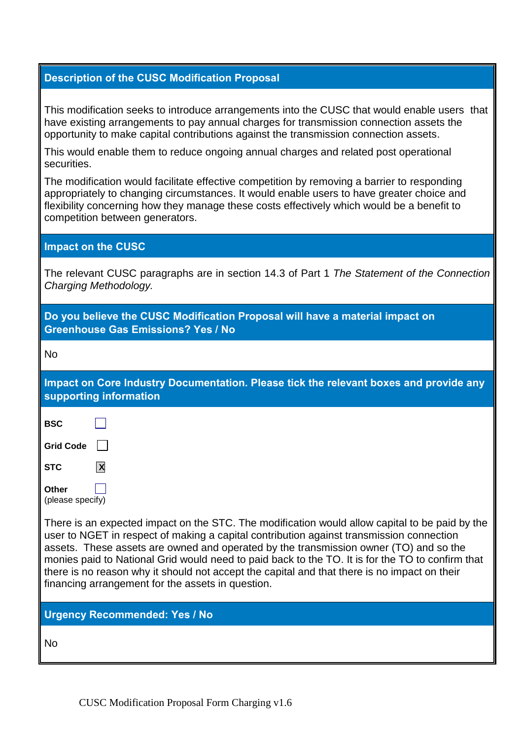## Description of the CUSC Modification Proposal

This modification seeks to introduce arrangements into the CUSC that would enable users that have existing arrangements to pay annual charges for transmission connection assets the opportunity to make capital contributions against the transmission connection assets.

This would enable them to reduce ongoing annual charges and related post operational securities.

The modification would facilitate effective competition by removing a barrier to responding appropriately to changing circumstances. It would enable users to have greater choice and flexibility concerning how they manage these costs effectively which would be a benefit to competition between generators.

## Impact on the CUSC

The relevant CUSC paragraphs are in section 14.3 of Part 1 *The Statement of the Connection Charging Methodology.*

## Do you believe the CUSC Modification Proposal will have a material impact on Greenhouse Gas Emissions? Yes / No

No

## Impact on Core Industry Documentation. Please tick the relevant boxes and provide any supporting information

**BSC** ☐

**Grid Code** ☐

**STC** ☒

**Other** ☐
(please specify)

There is an expected impact on the STC. The modification would allow capital to be paid by the user to NGET in respect of making a capital contribution against transmission connection assets. These assets are owned and operated by the transmission owner (TO) and so the monies paid to National Grid would need to paid back to the TO. It is for the TO to confirm that there is no reason why it should not accept the capital and that there is no impact on their financing arrangement for the assets in question.

## Urgency Recommended: Yes / No

No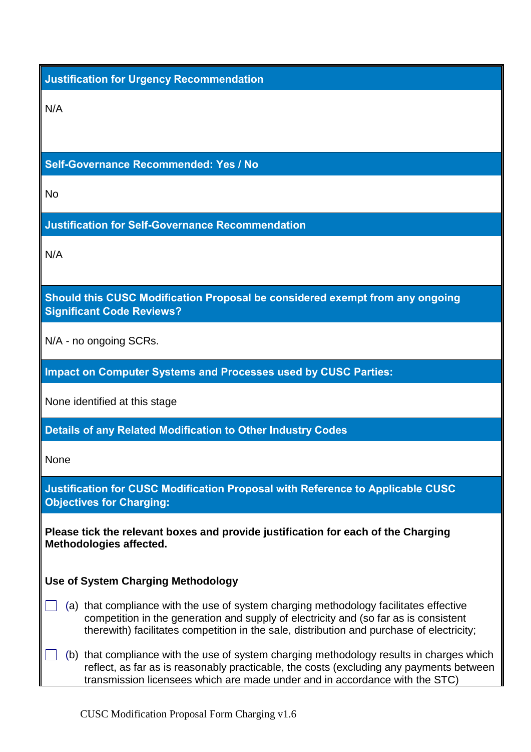**Justification for Urgency Recommendation**

N/A

**Self-Governance Recommended: Yes / No**

No

**Justification for Self-Governance Recommendation**

N/A

**Should this CUSC Modification Proposal be considered exempt from any ongoing Significant Code Reviews?**

N/A - no ongoing SCRs.

**Impact on Computer Systems and Processes used by CUSC Parties:**

None identified at this stage

**Details of any Related Modification to Other Industry Codes**

None

**Justification for CUSC Modification Proposal with Reference to Applicable CUSC Objectives for Charging:**

**Please tick the relevant boxes and provide justification for each of the Charging Methodologies affected.**

**Use of System Charging Methodology**

☐ (a) that compliance with the use of system charging methodology facilitates effective competition in the generation and supply of electricity and (so far as is consistent therewith) facilitates competition in the sale, distribution and purchase of electricity;

☐ (b) that compliance with the use of system charging methodology results in charges which reflect, as far as is reasonably practicable, the costs (excluding any payments between transmission licensees which are made under and in accordance with the STC)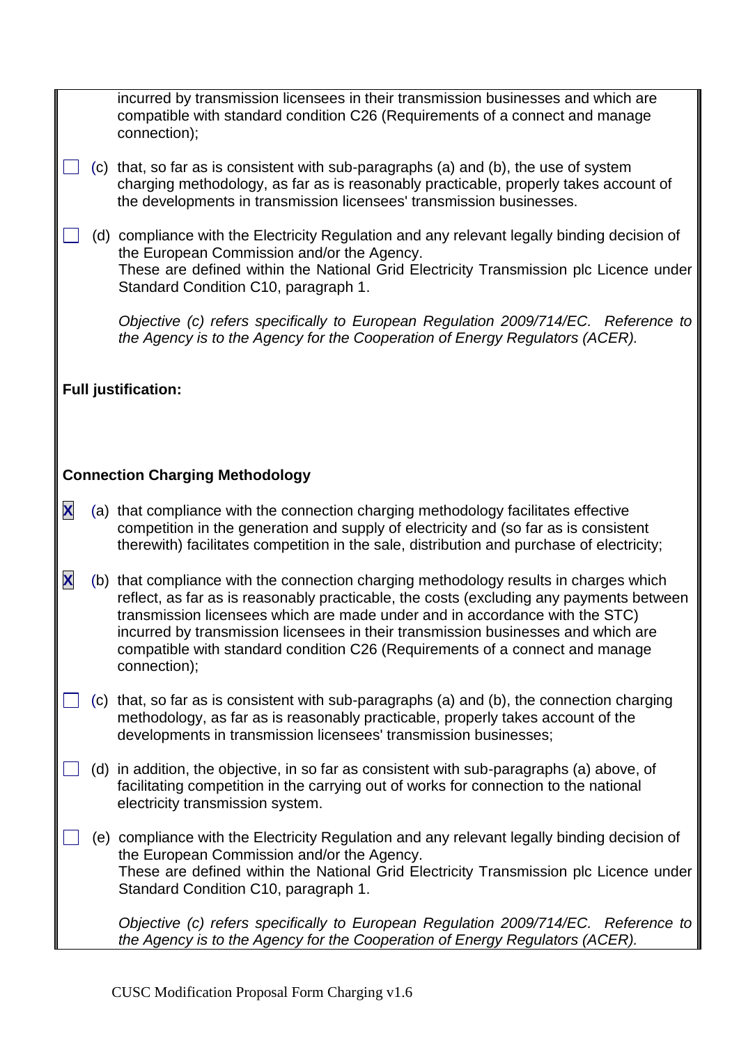incurred by transmission licensees in their transmission businesses and which are compatible with standard condition C26 (Requirements of a connect and manage connection);

☐ (c) that, so far as is consistent with sub-paragraphs (a) and (b), the use of system charging methodology, as far as is reasonably practicable, properly takes account of the developments in transmission licensees' transmission businesses.

☐ (d) compliance with the Electricity Regulation and any relevant legally binding decision of the European Commission and/or the Agency.
These are defined within the National Grid Electricity Transmission plc Licence under Standard Condition C10, paragraph 1.

*Objective (c) refers specifically to European Regulation 2009/714/EC. Reference to the Agency is to the Agency for the Cooperation of Energy Regulators (ACER).*

**Full justification:**

**Connection Charging Methodology**

☒ (a) that compliance with the connection charging methodology facilitates effective competition in the generation and supply of electricity and (so far as is consistent therewith) facilitates competition in the sale, distribution and purchase of electricity;

☒ (b) that compliance with the connection charging methodology results in charges which reflect, as far as is reasonably practicable, the costs (excluding any payments between transmission licensees which are made under and in accordance with the STC) incurred by transmission licensees in their transmission businesses and which are compatible with standard condition C26 (Requirements of a connect and manage connection);

☐ (c) that, so far as is consistent with sub-paragraphs (a) and (b), the connection charging methodology, as far as is reasonably practicable, properly takes account of the developments in transmission licensees' transmission businesses;

☐ (d) in addition, the objective, in so far as consistent with sub-paragraphs (a) above, of facilitating competition in the carrying out of works for connection to the national electricity transmission system.

☐ (e) compliance with the Electricity Regulation and any relevant legally binding decision of the European Commission and/or the Agency.
These are defined within the National Grid Electricity Transmission plc Licence under Standard Condition C10, paragraph 1.

*Objective (c) refers specifically to European Regulation 2009/714/EC. Reference to the Agency is to the Agency for the Cooperation of Energy Regulators (ACER).*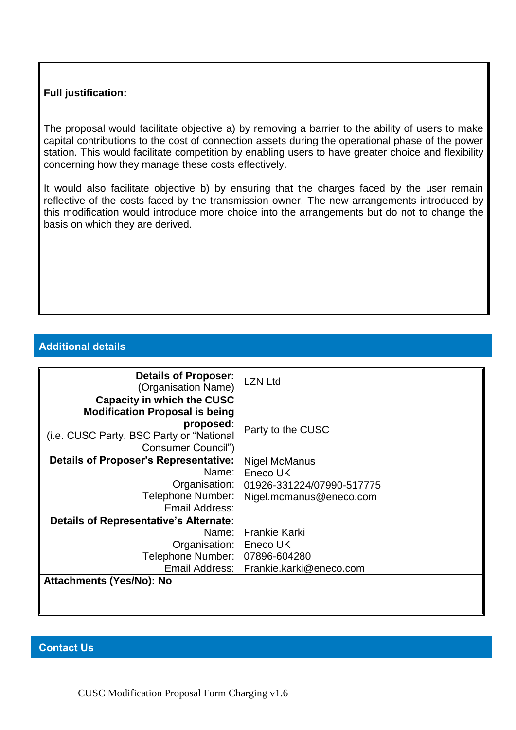**Full justification:**

The proposal would facilitate objective a) by removing a barrier to the ability of users to make capital contributions to the cost of connection assets during the operational phase of the power station. This would facilitate competition by enabling users to have greater choice and flexibility concerning how they manage these costs effectively.

It would also facilitate objective b) by ensuring that the charges faced by the user remain reflective of the costs faced by the transmission owner. The new arrangements introduced by this modification would introduce more choice into the arrangements but do not to change the basis on which they are derived.

## Additional details

| | |
|---|---|
| **Details of Proposer:** (Organisation Name) | LZN Ltd |
| **Capacity in which the CUSC Modification Proposal is being proposed:** (i.e. CUSC Party, BSC Party or "National Consumer Council") | Party to the CUSC |
| **Details of Proposer's Representative:** Name: Organisation: Telephone Number: Email Address: | Nigel McManus<br>Eneco UK<br>01926-331224/07990-517775<br>Nigel.mcmanus@eneco.com |
| **Details of Representative's Alternate:** Name: Organisation: Telephone Number: Email Address: | Frankie Karki<br>Eneco UK<br>07896-604280<br>Frankie.karki@eneco.com |
| **Attachments (Yes/No): No** | |

## Contact Us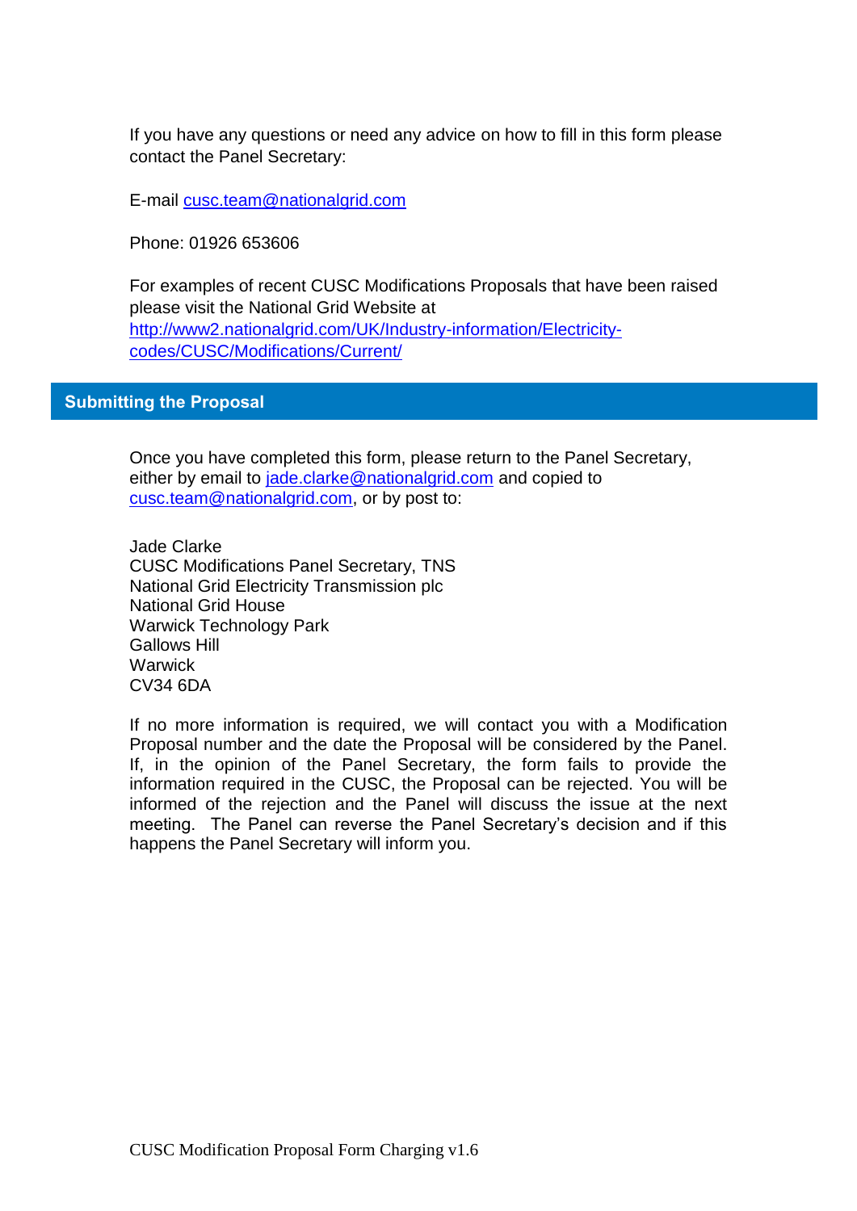If you have any questions or need any advice on how to fill in this form please contact the Panel Secretary:

E-mail cusc.team@nationalgrid.com

Phone: 01926 653606

For examples of recent CUSC Modifications Proposals that have been raised please visit the National Grid Website at http://www2.nationalgrid.com/UK/Industry-information/Electricity-codes/CUSC/Modifications/Current/

## Submitting the Proposal

Once you have completed this form, please return to the Panel Secretary, either by email to jade.clarke@nationalgrid.com and copied to cusc.team@nationalgrid.com, or by post to:

Jade Clarke
CUSC Modifications Panel Secretary, TNS
National Grid Electricity Transmission plc
National Grid House
Warwick Technology Park
Gallows Hill
Warwick
CV34 6DA

If no more information is required, we will contact you with a Modification Proposal number and the date the Proposal will be considered by the Panel. If, in the opinion of the Panel Secretary, the form fails to provide the information required in the CUSC, the Proposal can be rejected. You will be informed of the rejection and the Panel will discuss the issue at the next meeting. The Panel can reverse the Panel Secretary's decision and if this happens the Panel Secretary will inform you.